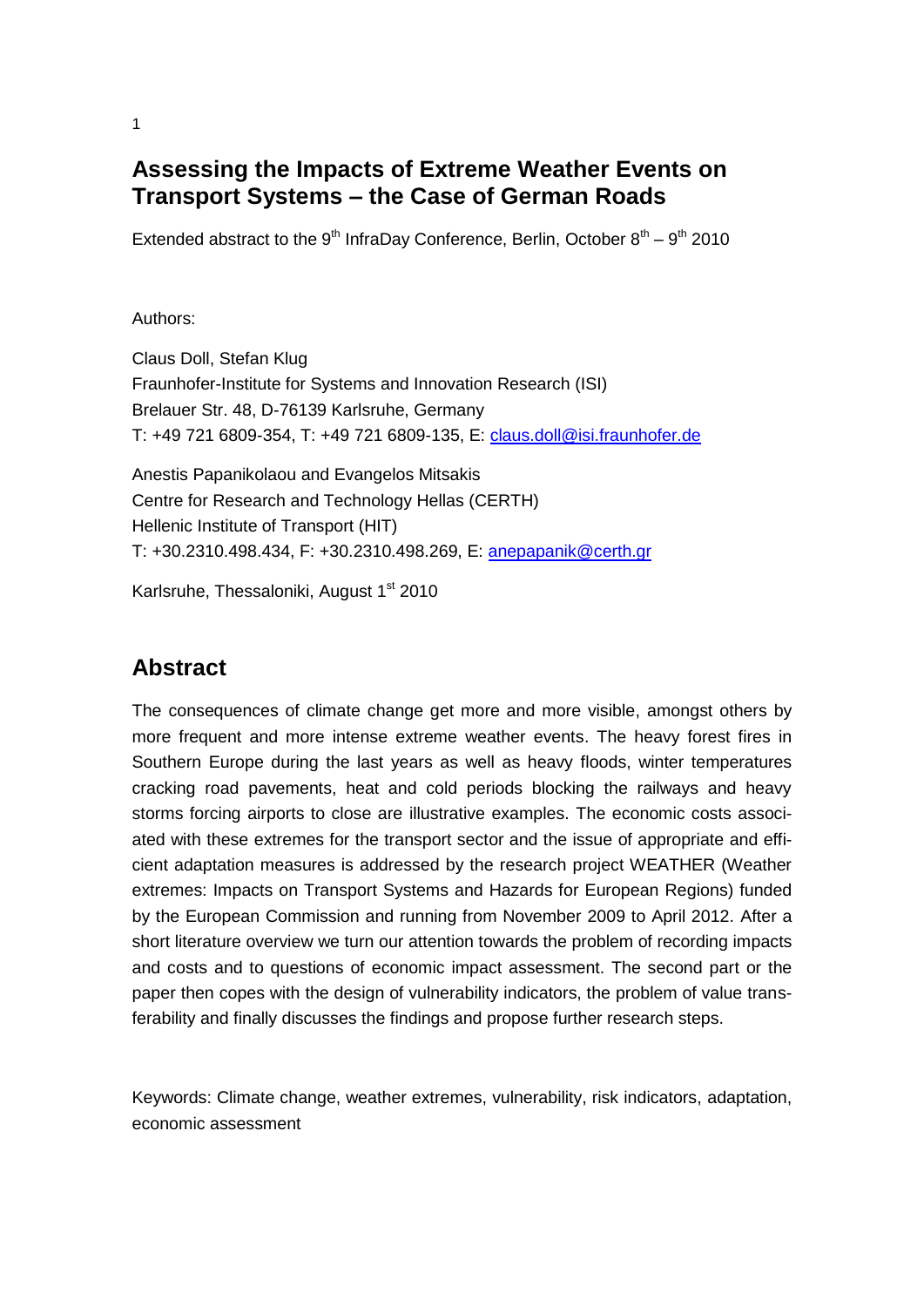# Assessing the Impacts of Extreme Weather Events on Transport Systems – the Case of German Roads

Extended abstract to the 9th InfraDay Conference, Berlin, October 8th – 9th 2010

Authors:

Claus Doll, Stefan Klug
Fraunhofer-Institute for Systems and Innovation Research (ISI)
Brelauer Str. 48, D-76139 Karlsruhe, Germany
T: +49 721 6809-354, T: +49 721 6809-135, E: claus.doll@isi.fraunhofer.de

Anestis Papanikolaou and Evangelos Mitsakis
Centre for Research and Technology Hellas (CERTH)
Hellenic Institute of Transport (HIT)
T: +30.2310.498.434, F: +30.2310.498.269, E: anepapanik@certh.gr

Karlsruhe, Thessaloniki, August 1st 2010

## Abstract

The consequences of climate change get more and more visible, amongst others by more frequent and more intense extreme weather events. The heavy forest fires in Southern Europe during the last years as well as heavy floods, winter temperatures cracking road pavements, heat and cold periods blocking the railways and heavy storms forcing airports to close are illustrative examples. The economic costs associated with these extremes for the transport sector and the issue of appropriate and efficient adaptation measures is addressed by the research project WEATHER (Weather extremes: Impacts on Transport Systems and Hazards for European Regions) funded by the European Commission and running from November 2009 to April 2012. After a short literature overview we turn our attention towards the problem of recording impacts and costs and to questions of economic impact assessment. The second part or the paper then copes with the design of vulnerability indicators, the problem of value transferability and finally discusses the findings and propose further research steps.

Keywords: Climate change, weather extremes, vulnerability, risk indicators, adaptation, economic assessment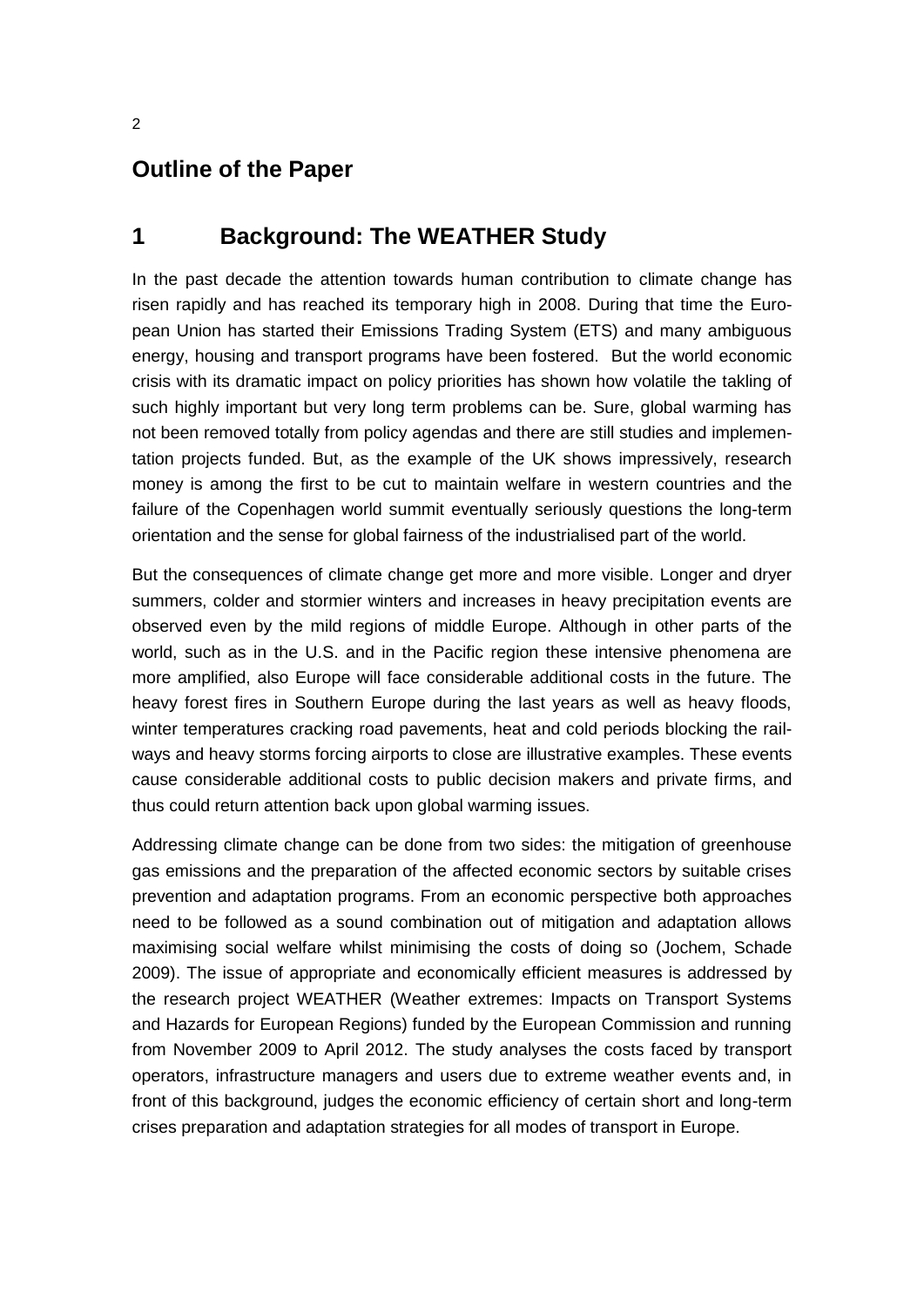## Outline of the Paper

# 1 Background: The WEATHER Study

In the past decade the attention towards human contribution to climate change has risen rapidly and has reached its temporary high in 2008. During that time the European Union has started their Emissions Trading System (ETS) and many ambiguous energy, housing and transport programs have been fostered. But the world economic crisis with its dramatic impact on policy priorities has shown how volatile the takling of such highly important but very long term problems can be. Sure, global warming has not been removed totally from policy agendas and there are still studies and implementation projects funded. But, as the example of the UK shows impressively, research money is among the first to be cut to maintain welfare in western countries and the failure of the Copenhagen world summit eventually seriously questions the long-term orientation and the sense for global fairness of the industrialised part of the world.

But the consequences of climate change get more and more visible. Longer and dryer summers, colder and stormier winters and increases in heavy precipitation events are observed even by the mild regions of middle Europe. Although in other parts of the world, such as in the U.S. and in the Pacific region these intensive phenomena are more amplified, also Europe will face considerable additional costs in the future. The heavy forest fires in Southern Europe during the last years as well as heavy floods, winter temperatures cracking road pavements, heat and cold periods blocking the railways and heavy storms forcing airports to close are illustrative examples. These events cause considerable additional costs to public decision makers and private firms, and thus could return attention back upon global warming issues.

Addressing climate change can be done from two sides: the mitigation of greenhouse gas emissions and the preparation of the affected economic sectors by suitable crises prevention and adaptation programs. From an economic perspective both approaches need to be followed as a sound combination out of mitigation and adaptation allows maximising social welfare whilst minimising the costs of doing so (Jochem, Schade 2009). The issue of appropriate and economically efficient measures is addressed by the research project WEATHER (Weather extremes: Impacts on Transport Systems and Hazards for European Regions) funded by the European Commission and running from November 2009 to April 2012. The study analyses the costs faced by transport operators, infrastructure managers and users due to extreme weather events and, in front of this background, judges the economic efficiency of certain short and long-term crises preparation and adaptation strategies for all modes of transport in Europe.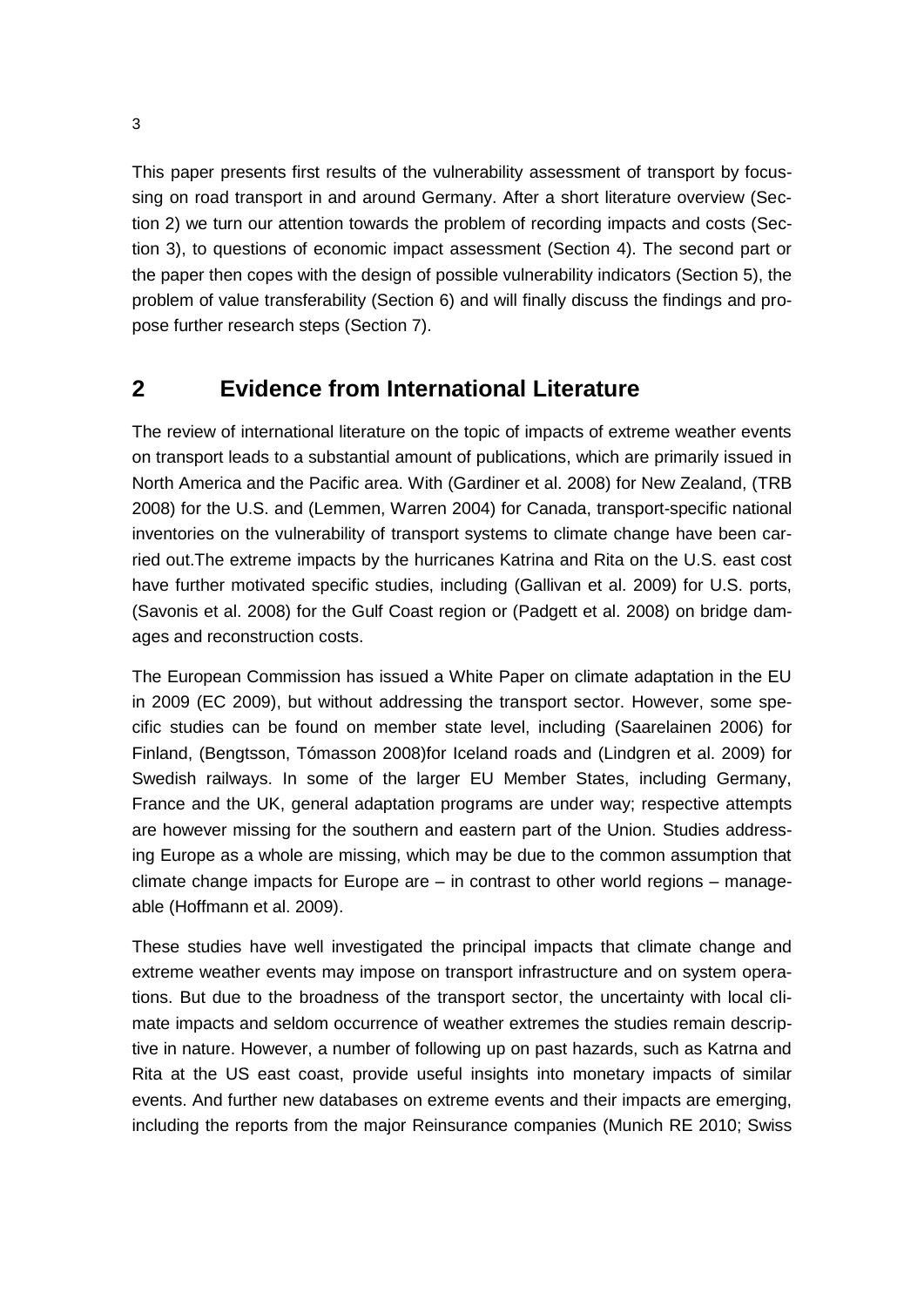This paper presents first results of the vulnerability assessment of transport by focussing on road transport in and around Germany. After a short literature overview (Section 2) we turn our attention towards the problem of recording impacts and costs (Section 3), to questions of economic impact assessment (Section 4). The second part or the paper then copes with the design of possible vulnerability indicators (Section 5), the problem of value transferability (Section 6) and will finally discuss the findings and propose further research steps (Section 7).

## 2 Evidence from International Literature

The review of international literature on the topic of impacts of extreme weather events on transport leads to a substantial amount of publications, which are primarily issued in North America and the Pacific area. With (Gardiner et al. 2008) for New Zealand, (TRB 2008) for the U.S. and (Lemmen, Warren 2004) for Canada, transport-specific national inventories on the vulnerability of transport systems to climate change have been carried out.The extreme impacts by the hurricanes Katrina and Rita on the U.S. east cost have further motivated specific studies, including (Gallivan et al. 2009) for U.S. ports, (Savonis et al. 2008) for the Gulf Coast region or (Padgett et al. 2008) on bridge damages and reconstruction costs.

The European Commission has issued a White Paper on climate adaptation in the EU in 2009 (EC 2009), but without addressing the transport sector. However, some specific studies can be found on member state level, including (Saarelainen 2006) for Finland, (Bengtsson, Tómasson 2008)for Iceland roads and (Lindgren et al. 2009) for Swedish railways. In some of the larger EU Member States, including Germany, France and the UK, general adaptation programs are under way; respective attempts are however missing for the southern and eastern part of the Union. Studies addressing Europe as a whole are missing, which may be due to the common assumption that climate change impacts for Europe are – in contrast to other world regions – manageable (Hoffmann et al. 2009).

These studies have well investigated the principal impacts that climate change and extreme weather events may impose on transport infrastructure and on system operations. But due to the broadness of the transport sector, the uncertainty with local climate impacts and seldom occurrence of weather extremes the studies remain descriptive in nature. However, a number of following up on past hazards, such as Katrna and Rita at the US east coast, provide useful insights into monetary impacts of similar events. And further new databases on extreme events and their impacts are emerging, including the reports from the major Reinsurance companies (Munich RE 2010; Swiss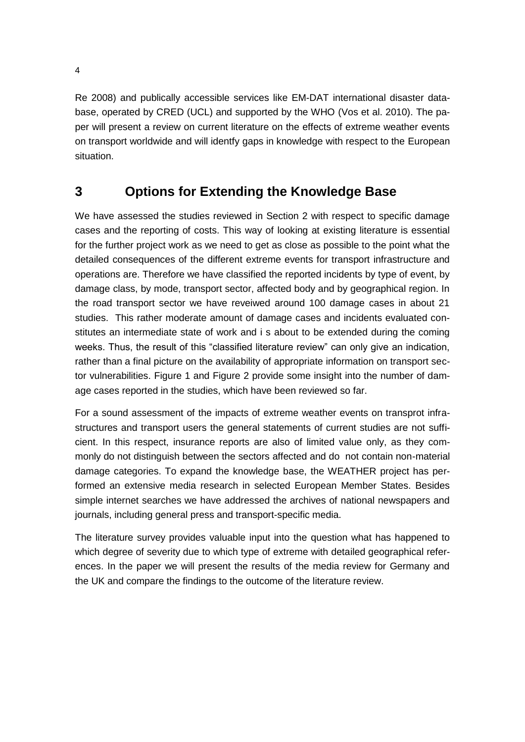Re 2008) and publically accessible services like EM-DAT international disaster database, operated by CRED (UCL) and supported by the WHO (Vos et al. 2010). The paper will present a review on current literature on the effects of extreme weather events on transport worldwide and will identfy gaps in knowledge with respect to the European situation.

## 3 Options for Extending the Knowledge Base

We have assessed the studies reviewed in Section 2 with respect to specific damage cases and the reporting of costs. This way of looking at existing literature is essential for the further project work as we need to get as close as possible to the point what the detailed consequences of the different extreme events for transport infrastructure and operations are. Therefore we have classified the reported incidents by type of event, by damage class, by mode, transport sector, affected body and by geographical region. In the road transport sector we have reveiwed around 100 damage cases in about 21 studies. This rather moderate amount of damage cases and incidents evaluated constitutes an intermediate state of work and i s about to be extended during the coming weeks. Thus, the result of this "classified literature review" can only give an indication, rather than a final picture on the availability of appropriate information on transport sector vulnerabilities. Figure 1 and Figure 2 provide some insight into the number of damage cases reported in the studies, which have been reviewed so far.

For a sound assessment of the impacts of extreme weather events on transprot infrastructures and transport users the general statements of current studies are not sufficient. In this respect, insurance reports are also of limited value only, as they commonly do not distinguish between the sectors affected and do not contain non-material damage categories. To expand the knowledge base, the WEATHER project has performed an extensive media research in selected European Member States. Besides simple internet searches we have addressed the archives of national newspapers and journals, including general press and transport-specific media.

The literature survey provides valuable input into the question what has happened to which degree of severity due to which type of extreme with detailed geographical references. In the paper we will present the results of the media review for Germany and the UK and compare the findings to the outcome of the literature review.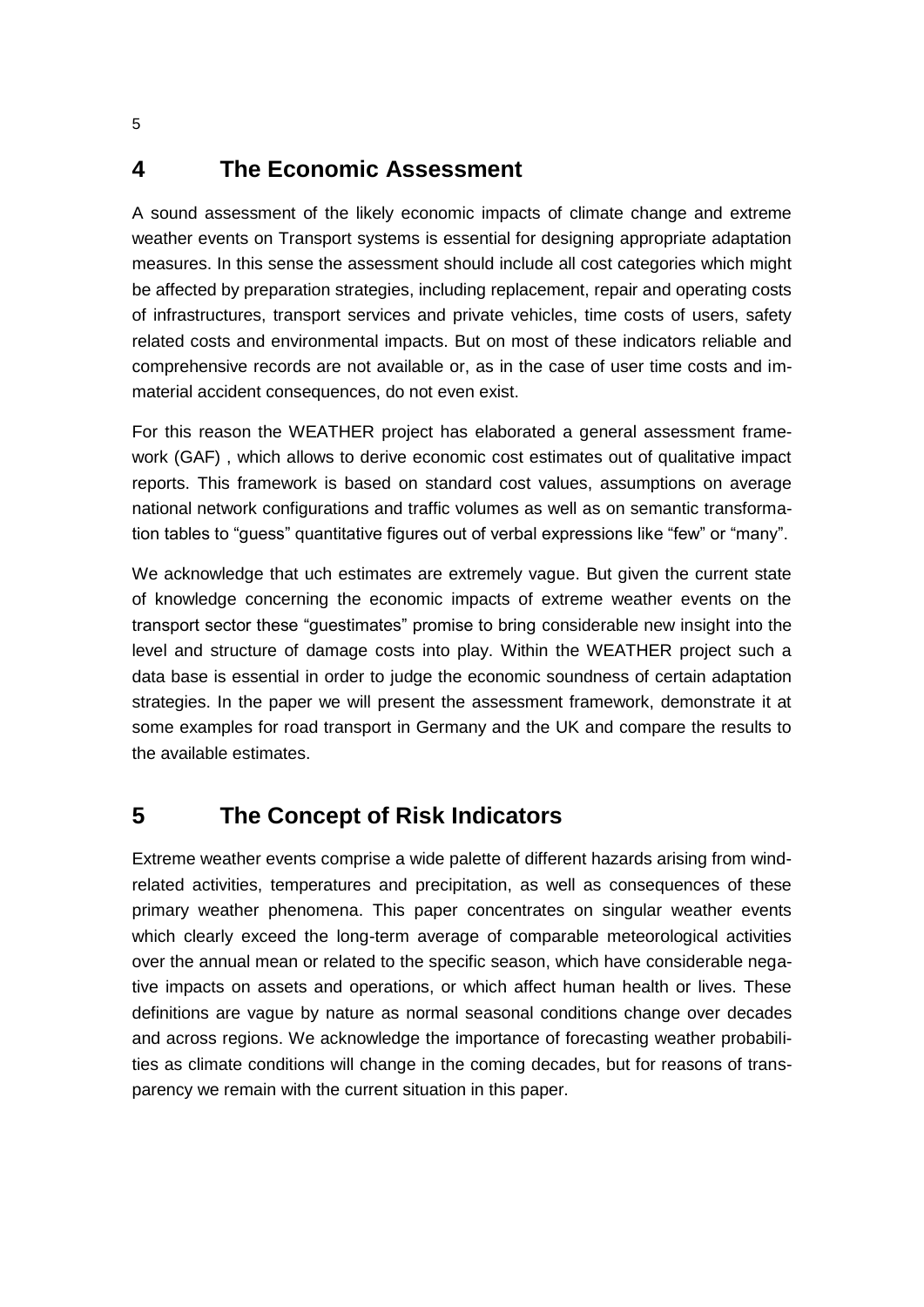## 4 The Economic Assessment

A sound assessment of the likely economic impacts of climate change and extreme weather events on Transport systems is essential for designing appropriate adaptation measures. In this sense the assessment should include all cost categories which might be affected by preparation strategies, including replacement, repair and operating costs of infrastructures, transport services and private vehicles, time costs of users, safety related costs and environmental impacts. But on most of these indicators reliable and comprehensive records are not available or, as in the case of user time costs and immaterial accident consequences, do not even exist.

For this reason the WEATHER project has elaborated a general assessment framework (GAF) , which allows to derive economic cost estimates out of qualitative impact reports. This framework is based on standard cost values, assumptions on average national network configurations and traffic volumes as well as on semantic transformation tables to "guess" quantitative figures out of verbal expressions like "few" or "many".

We acknowledge that uch estimates are extremely vague. But given the current state of knowledge concerning the economic impacts of extreme weather events on the transport sector these "guestimates" promise to bring considerable new insight into the level and structure of damage costs into play. Within the WEATHER project such a data base is essential in order to judge the economic soundness of certain adaptation strategies. In the paper we will present the assessment framework, demonstrate it at some examples for road transport in Germany and the UK and compare the results to the available estimates.

## 5 The Concept of Risk Indicators

Extreme weather events comprise a wide palette of different hazards arising from wind-related activities, temperatures and precipitation, as well as consequences of these primary weather phenomena. This paper concentrates on singular weather events which clearly exceed the long-term average of comparable meteorological activities over the annual mean or related to the specific season, which have considerable negative impacts on assets and operations, or which affect human health or lives. These definitions are vague by nature as normal seasonal conditions change over decades and across regions. We acknowledge the importance of forecasting weather probabilities as climate conditions will change in the coming decades, but for reasons of transparency we remain with the current situation in this paper.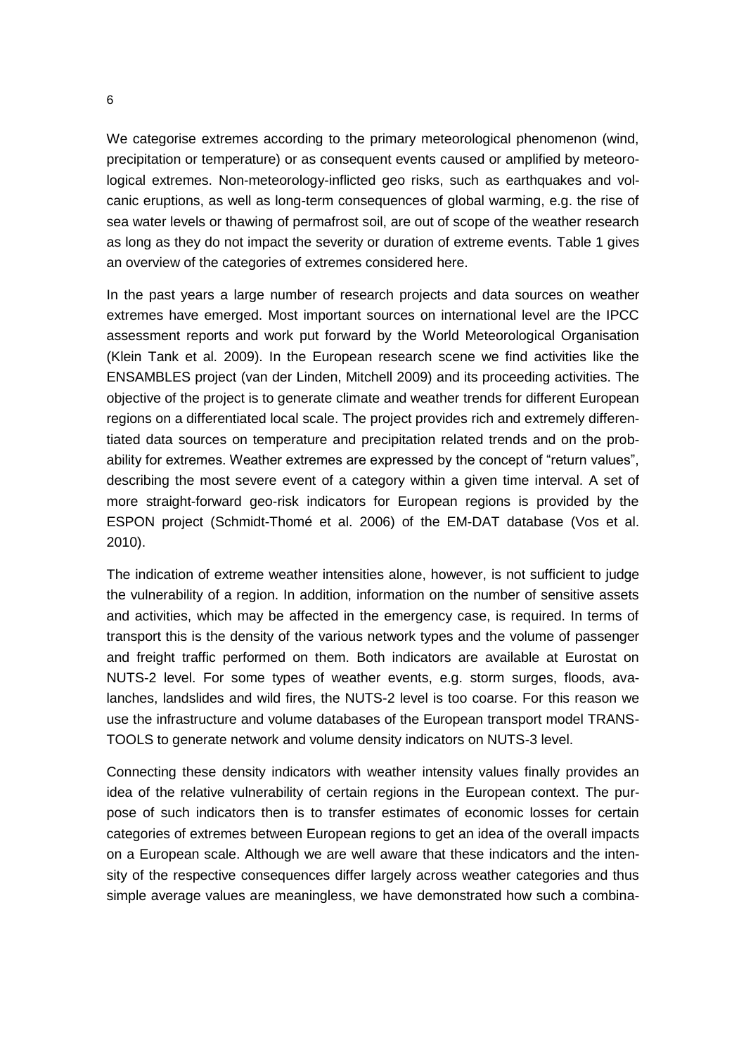We categorise extremes according to the primary meteorological phenomenon (wind, precipitation or temperature) or as consequent events caused or amplified by meteorological extremes. Non-meteorology-inflicted geo risks, such as earthquakes and volcanic eruptions, as well as long-term consequences of global warming, e.g. the rise of sea water levels or thawing of permafrost soil, are out of scope of the weather research as long as they do not impact the severity or duration of extreme events. Table 1 gives an overview of the categories of extremes considered here.

In the past years a large number of research projects and data sources on weather extremes have emerged. Most important sources on international level are the IPCC assessment reports and work put forward by the World Meteorological Organisation (Klein Tank et al. 2009). In the European research scene we find activities like the ENSAMBLES project (van der Linden, Mitchell 2009) and its proceeding activities. The objective of the project is to generate climate and weather trends for different European regions on a differentiated local scale. The project provides rich and extremely differentiated data sources on temperature and precipitation related trends and on the probability for extremes. Weather extremes are expressed by the concept of "return values", describing the most severe event of a category within a given time interval. A set of more straight-forward geo-risk indicators for European regions is provided by the ESPON project (Schmidt-Thomé et al. 2006) of the EM-DAT database (Vos et al. 2010).

The indication of extreme weather intensities alone, however, is not sufficient to judge the vulnerability of a region. In addition, information on the number of sensitive assets and activities, which may be affected in the emergency case, is required. In terms of transport this is the density of the various network types and the volume of passenger and freight traffic performed on them. Both indicators are available at Eurostat on NUTS-2 level. For some types of weather events, e.g. storm surges, floods, avalanches, landslides and wild fires, the NUTS-2 level is too coarse. For this reason we use the infrastructure and volume databases of the European transport model TRANS-TOOLS to generate network and volume density indicators on NUTS-3 level.

Connecting these density indicators with weather intensity values finally provides an idea of the relative vulnerability of certain regions in the European context. The purpose of such indicators then is to transfer estimates of economic losses for certain categories of extremes between European regions to get an idea of the overall impacts on a European scale. Although we are well aware that these indicators and the intensity of the respective consequences differ largely across weather categories and thus simple average values are meaningless, we have demonstrated how such a combina-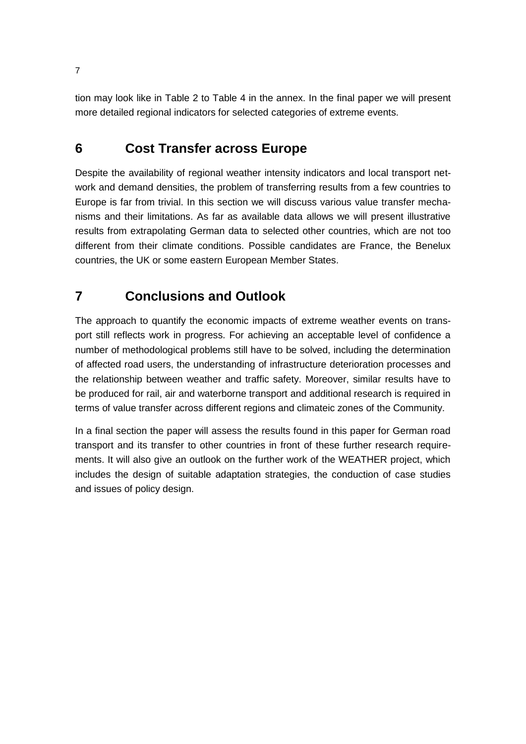tion may look like in Table 2 to Table 4 in the annex. In the final paper we will present more detailed regional indicators for selected categories of extreme events.

## 6 Cost Transfer across Europe

Despite the availability of regional weather intensity indicators and local transport network and demand densities, the problem of transferring results from a few countries to Europe is far from trivial. In this section we will discuss various value transfer mechanisms and their limitations. As far as available data allows we will present illustrative results from extrapolating German data to selected other countries, which are not too different from their climate conditions. Possible candidates are France, the Benelux countries, the UK or some eastern European Member States.

## 7 Conclusions and Outlook

The approach to quantify the economic impacts of extreme weather events on transport still reflects work in progress. For achieving an acceptable level of confidence a number of methodological problems still have to be solved, including the determination of affected road users, the understanding of infrastructure deterioration processes and the relationship between weather and traffic safety. Moreover, similar results have to be produced for rail, air and waterborne transport and additional research is required in terms of value transfer across different regions and climateic zones of the Community.

In a final section the paper will assess the results found in this paper for German road transport and its transfer to other countries in front of these further research requirements. It will also give an outlook on the further work of the WEATHER project, which includes the design of suitable adaptation strategies, the conduction of case studies and issues of policy design.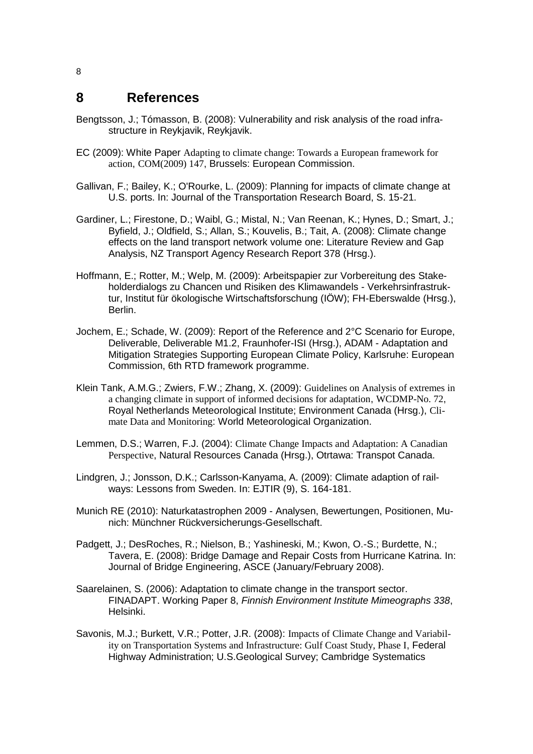# 8 References

Bengtsson, J.; Tómasson, B. (2008): Vulnerability and risk analysis of the road infrastructure in Reykjavik, Reykjavik.

EC (2009): White Paper Adapting to climate change: Towards a European framework for action, COM(2009) 147, Brussels: European Commission.

Gallivan, F.; Bailey, K.; O'Rourke, L. (2009): Planning for impacts of climate change at U.S. ports. In: Journal of the Transportation Research Board, S. 15-21.

Gardiner, L.; Firestone, D.; Waibl, G.; Mistal, N.; Van Reenan, K.; Hynes, D.; Smart, J.; Byfield, J.; Oldfield, S.; Allan, S.; Kouvelis, B.; Tait, A. (2008): Climate change effects on the land transport network volume one: Literature Review and Gap Analysis, NZ Transport Agency Research Report 378 (Hrsg.).

Hoffmann, E.; Rotter, M.; Welp, M. (2009): Arbeitspapier zur Vorbereitung des Stakeholderdialogs zu Chancen und Risiken des Klimawandels - Verkehrsinfrastruktur, Institut für ökologische Wirtschaftsforschung (IÖW); FH-Eberswalde (Hrsg.), Berlin.

Jochem, E.; Schade, W. (2009): Report of the Reference and 2°C Scenario for Europe, Deliverable, Deliverable M1.2, Fraunhofer-ISI (Hrsg.), ADAM - Adaptation and Mitigation Strategies Supporting European Climate Policy, Karlsruhe: European Commission, 6th RTD framework programme.

Klein Tank, A.M.G.; Zwiers, F.W.; Zhang, X. (2009): Guidelines on Analysis of extremes in a changing climate in support of informed decisions for adaptation, WCDMP-No. 72, Royal Netherlands Meteorological Institute; Environment Canada (Hrsg.), Climate Data and Monitoring: World Meteorological Organization.

Lemmen, D.S.; Warren, F.J. (2004): Climate Change Impacts and Adaptation: A Canadian Perspective, Natural Resources Canada (Hrsg.), Otrtawa: Transpot Canada.

Lindgren, J.; Jonsson, D.K.; Carlsson-Kanyama, A. (2009): Climate adaption of railways: Lessons from Sweden. In: EJTIR (9), S. 164-181.

Munich RE (2010): Naturkatastrophen 2009 - Analysen, Bewertungen, Positionen, Munich: Münchner Rückversicherungs-Gesellschaft.

Padgett, J.; DesRoches, R.; Nielson, B.; Yashineski, M.; Kwon, O.-S.; Burdette, N.; Tavera, E. (2008): Bridge Damage and Repair Costs from Hurricane Katrina. In: Journal of Bridge Engineering, ASCE (January/February 2008).

Saarelainen, S. (2006): Adaptation to climate change in the transport sector. FINADAPT. Working Paper 8, *Finnish Environment Institute Mimeographs 338*, Helsinki.

Savonis, M.J.; Burkett, V.R.; Potter, J.R. (2008): Impacts of Climate Change and Variability on Transportation Systems and Infrastructure: Gulf Coast Study, Phase I, Federal Highway Administration; U.S.Geological Survey; Cambridge Systematics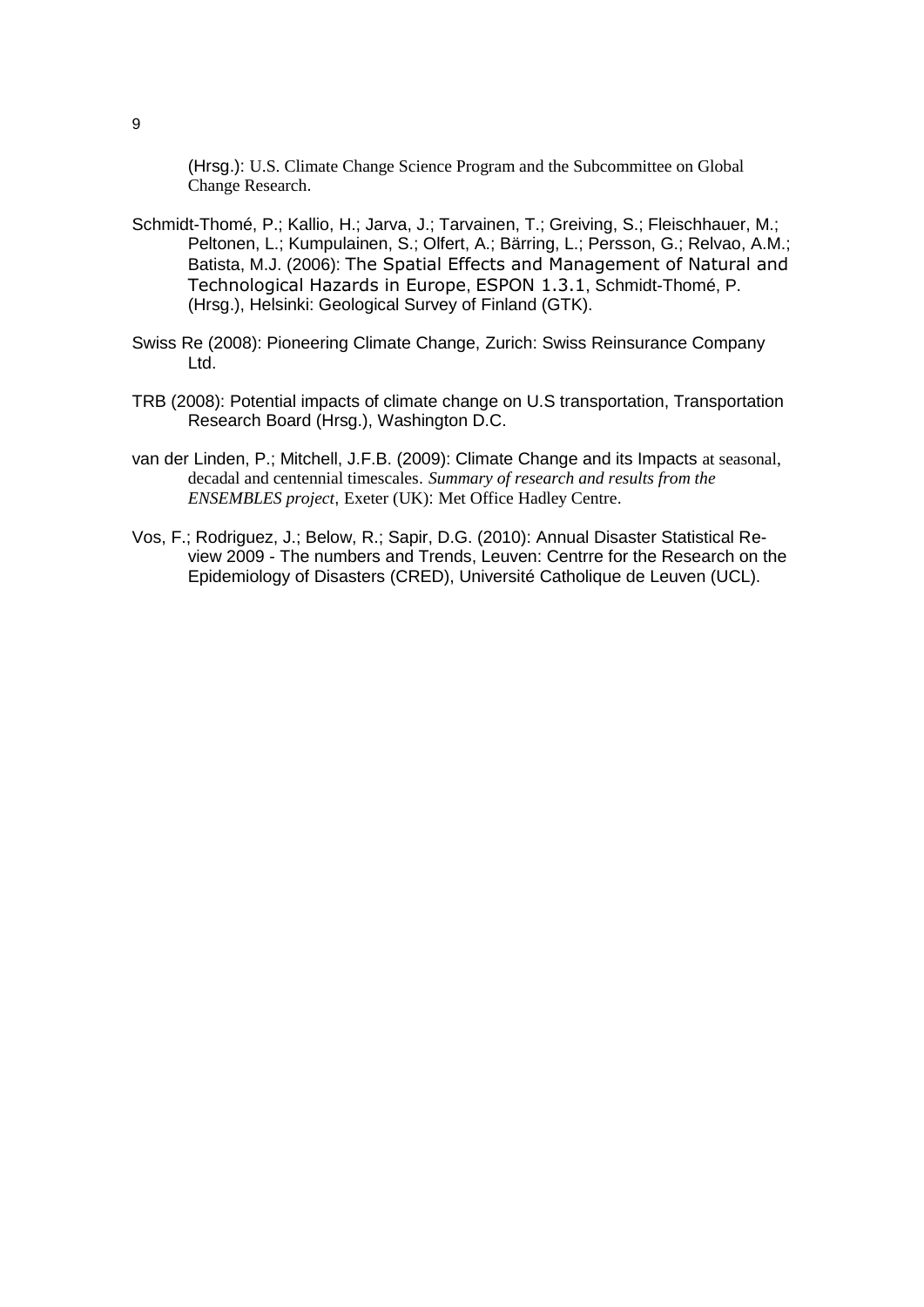(Hrsg.): U.S. Climate Change Science Program and the Subcommittee on Global Change Research.

Schmidt-Thomé, P.; Kallio, H.; Jarva, J.; Tarvainen, T.; Greiving, S.; Fleischhauer, M.; Peltonen, L.; Kumpulainen, S.; Olfert, A.; Bärring, L.; Persson, G.; Relvao, A.M.; Batista, M.J. (2006): The Spatial Effects and Management of Natural and Technological Hazards in Europe, ESPON 1.3.1, Schmidt-Thomé, P. (Hrsg.), Helsinki: Geological Survey of Finland (GTK).

Swiss Re (2008): Pioneering Climate Change, Zurich: Swiss Reinsurance Company Ltd.

TRB (2008): Potential impacts of climate change on U.S transportation, Transportation Research Board (Hrsg.), Washington D.C.

van der Linden, P.; Mitchell, J.F.B. (2009): Climate Change and its Impacts at seasonal, decadal and centennial timescales. *Summary of research and results from the ENSEMBLES project*, Exeter (UK): Met Office Hadley Centre.

Vos, F.; Rodriguez, J.; Below, R.; Sapir, D.G. (2010): Annual Disaster Statistical Review 2009 - The numbers and Trends, Leuven: Centrre for the Research on the Epidemiology of Disasters (CRED), Université Catholique de Leuven (UCL).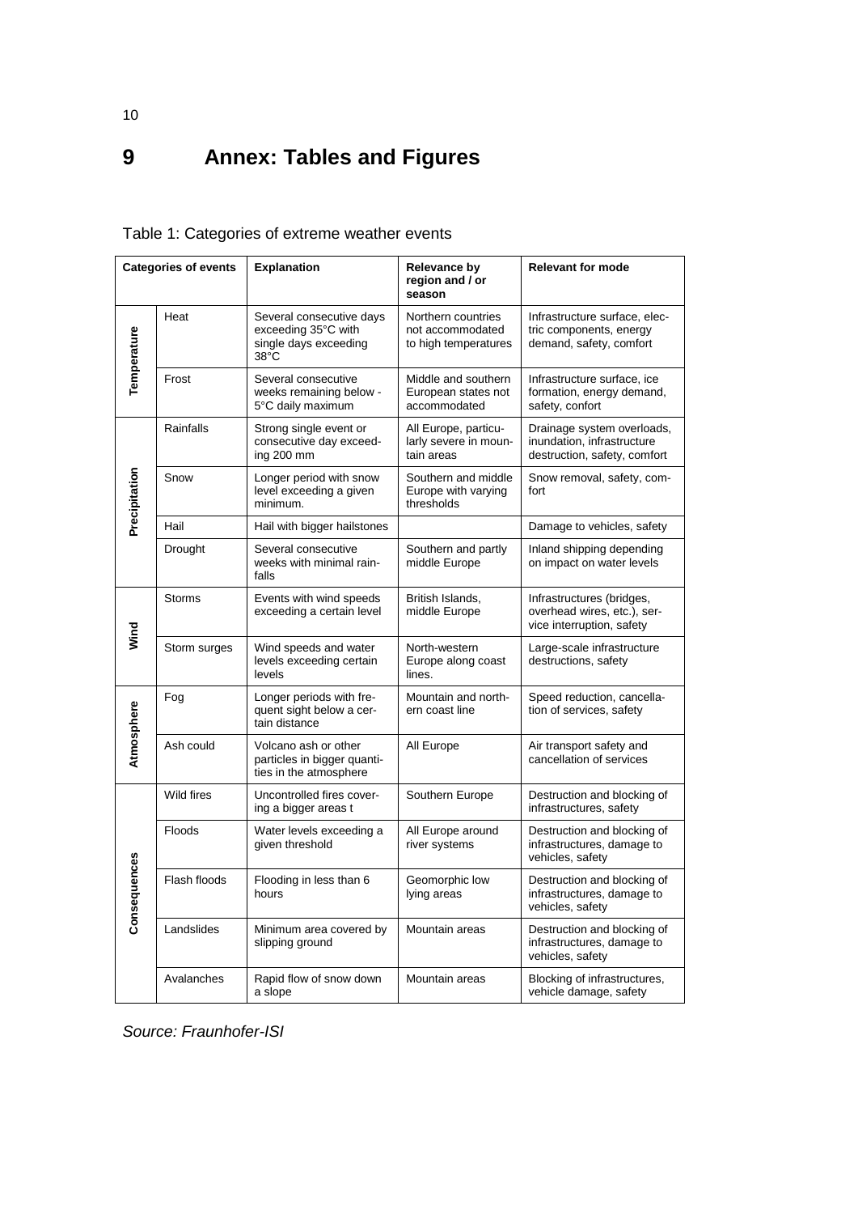# 9 Annex: Tables and Figures

Table 1: Categories of extreme weather events

| Categories of events | | Explanation | Relevance by region and / or season | Relevant for mode |
|---|---|---|---|---|
| Temperature | Heat | Several consecutive days exceeding 35°C with single days exceeding 38°C | Northern countries not accommodated to high temperatures | Infrastructure surface, electric components, energy demand, safety, comfort |
| | Frost | Several consecutive weeks remaining below -5°C daily maximum | Middle and southern European states not accommodated | Infrastructure surface, ice formation, energy demand, safety, confort |
| Precipitation | Rainfalls | Strong single event or consecutive day exceeding 200 mm | All Europe, particularly severe in mountain areas | Drainage system overloads, inundation, infrastructure destruction, safety, comfort |
| | Snow | Longer period with snow level exceeding a given minimum. | Southern and middle Europe with varying thresholds | Snow removal, safety, comfort |
| | Hail | Hail with bigger hailstones | | Damage to vehicles, safety |
| | Drought | Several consecutive weeks with minimal rainfalls | Southern and partly middle Europe | Inland shipping depending on impact on water levels |
| Wind | Storms | Events with wind speeds exceeding a certain level | British Islands, middle Europe | Infrastructures (bridges, overhead wires, etc.), service interruption, safety |
| | Storm surges | Wind speeds and water levels exceeding certain levels | North-western Europe along coast lines. | Large-scale infrastructure destructions, safety |
| Atmosphere | Fog | Longer periods with frequent sight below a certain distance | Mountain and northern coast line | Speed reduction, cancellation of services, safety |
| | Ash could | Volcano ash or other particles in bigger quantities in the atmosphere | All Europe | Air transport safety and cancellation of services |
| Consequences | Wild fires | Uncontrolled fires covering a bigger areas t | Southern Europe | Destruction and blocking of infrastructures, safety |
| | Floods | Water levels exceeding a given threshold | All Europe around river systems | Destruction and blocking of infrastructures, damage to vehicles, safety |
| | Flash floods | Flooding in less than 6 hours | Geomorphic low lying areas | Destruction and blocking of infrastructures, damage to vehicles, safety |
| | Landslides | Minimum area covered by slipping ground | Mountain areas | Destruction and blocking of infrastructures, damage to vehicles, safety |
| | Avalanches | Rapid flow of snow down a slope | Mountain areas | Blocking of infrastructures, vehicle damage, safety |

*Source: Fraunhofer-ISI*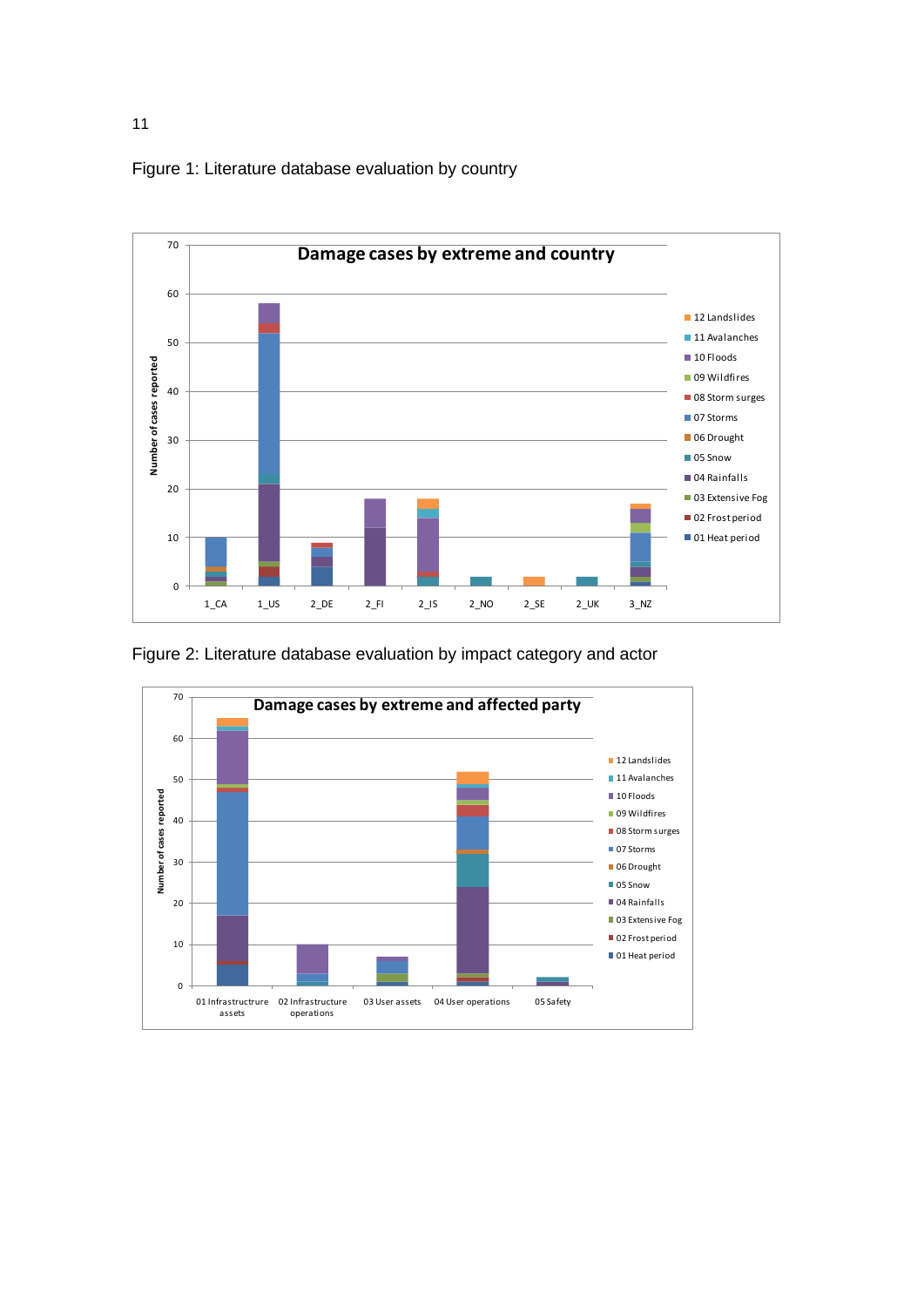Figure 1: Literature database evaluation by country

Figure 2: Literature database evaluation by impact category and actor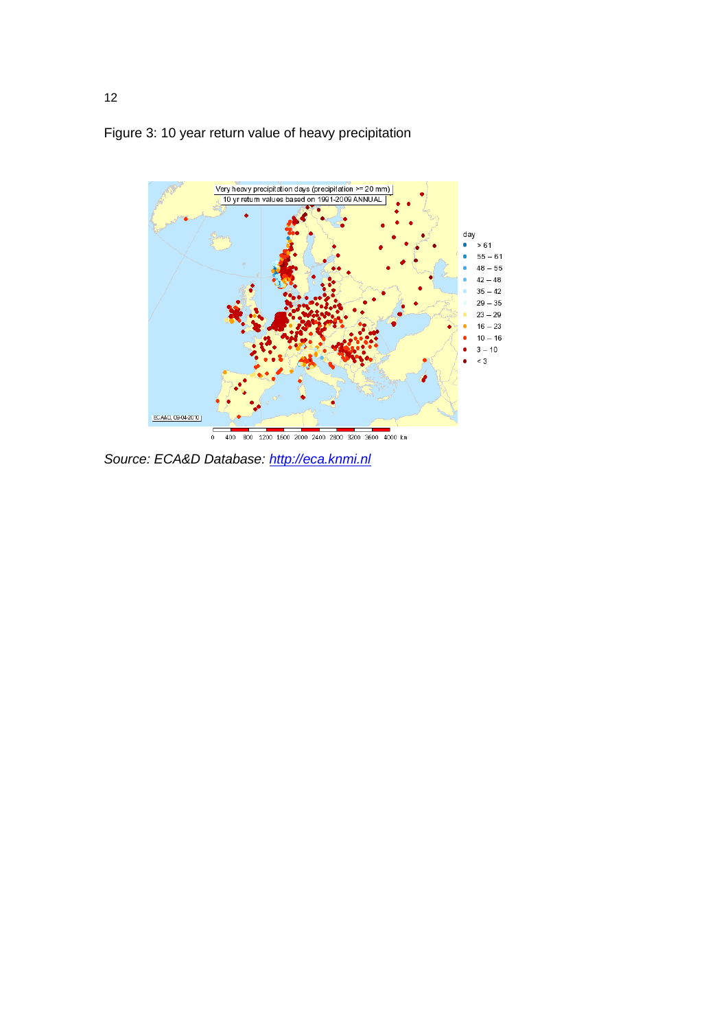Figure 3: 10 year return value of heavy precipitation

*Source: ECA&D Database: [http://eca.knmi.nl](http://eca.knmi.nl)*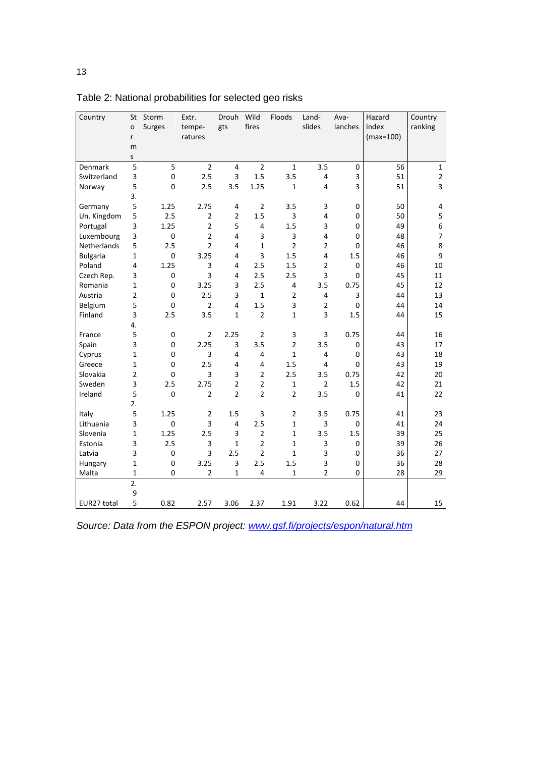Table 2: National probabilities for selected geo risks

| Country | Storms | Storm Surges | Extr. tempe-ratures | Drouhgts | Wild fires | Floods | Land-slides | Ava-lanches | Hazard index (max=100) | Country ranking |
|---|---|---|---|---|---|---|---|---|---|---|
| Denmark | 5 | 5 | 2 | 4 | 2 | 1 | 3.5 | 0 | 56 | 1 |
| Switzerland | 3 | 0 | 2.5 | 3 | 1.5 | 3.5 | 4 | 3 | 51 | 2 |
| Norway | 5 | 0 | 2.5 | 3.5 | 1.25 | 1 | 4 | 3 | 51 | 3 |
| Germany | 3.5 | 1.25 | 2.75 | 4 | 2 | 3.5 | 3 | 0 | 50 | 4 |
| Un. Kingdom | 5 | 2.5 | 2 | 2 | 1.5 | 3 | 4 | 0 | 50 | 5 |
| Portugal | 3 | 1.25 | 2 | 5 | 4 | 1.5 | 3 | 0 | 49 | 6 |
| Luxembourg | 3 | 0 | 2 | 4 | 3 | 3 | 4 | 0 | 48 | 7 |
| Netherlands | 5 | 2.5 | 2 | 4 | 1 | 2 | 2 | 0 | 46 | 8 |
| Bulgaria | 1 | 0 | 3.25 | 4 | 3 | 1.5 | 4 | 1.5 | 46 | 9 |
| Poland | 4 | 1.25 | 3 | 4 | 2.5 | 1.5 | 2 | 0 | 46 | 10 |
| Czech Rep. | 3 | 0 | 3 | 4 | 2.5 | 2.5 | 3 | 0 | 45 | 11 |
| Romania | 1 | 0 | 3.25 | 3 | 2.5 | 4 | 3.5 | 0.75 | 45 | 12 |
| Austria | 2 | 0 | 2.5 | 3 | 1 | 2 | 4 | 3 | 44 | 13 |
| Belgium | 5 | 0 | 2 | 4 | 1.5 | 3 | 2 | 0 | 44 | 14 |
| Finland | 3 | 2.5 | 3.5 | 1 | 2 | 1 | 3 | 1.5 | 44 | 15 |
| France | 4.5 | 0 | 2 | 2.25 | 2 | 3 | 3 | 0.75 | 44 | 16 |
| Spain | 3 | 0 | 2.25 | 3 | 3.5 | 2 | 3.5 | 0 | 43 | 17 |
| Cyprus | 1 | 0 | 3 | 4 | 4 | 1 | 4 | 0 | 43 | 18 |
| Greece | 1 | 0 | 2.5 | 4 | 4 | 1.5 | 4 | 0 | 43 | 19 |
| Slovakia | 2 | 0 | 3 | 3 | 2 | 2.5 | 3.5 | 0.75 | 42 | 20 |
| Sweden | 3 | 2.5 | 2.75 | 2 | 2 | 1 | 2 | 1.5 | 42 | 21 |
| Ireland | 5 | 0 | 2 | 2 | 2 | 2 | 3.5 | 0 | 41 | 22 |
| Italy | 2.5 | 1.25 | 2 | 1.5 | 3 | 2 | 3.5 | 0.75 | 41 | 23 |
| Lithuania | 3 | 0 | 3 | 4 | 2.5 | 1 | 3 | 0 | 41 | 24 |
| Slovenia | 1 | 1.25 | 2.5 | 3 | 2 | 1 | 3.5 | 1.5 | 39 | 25 |
| Estonia | 3 | 2.5 | 3 | 1 | 2 | 1 | 3 | 0 | 39 | 26 |
| Latvia | 3 | 0 | 3 | 2.5 | 2 | 1 | 3 | 0 | 36 | 27 |
| Hungary | 1 | 0 | 3.25 | 3 | 2.5 | 1.5 | 3 | 0 | 36 | 28 |
| Malta | 1 | 0 | 2 | 1 | 4 | 1 | 2 | 0 | 28 | 29 |
| EUR27 total | 2.95 | 0.82 | 2.57 | 3.06 | 2.37 | 1.91 | 3.22 | 0.62 | 44 | 15 |

*Source: Data from the ESPON project: www.gsf.fi/projects/espon/natural.htm*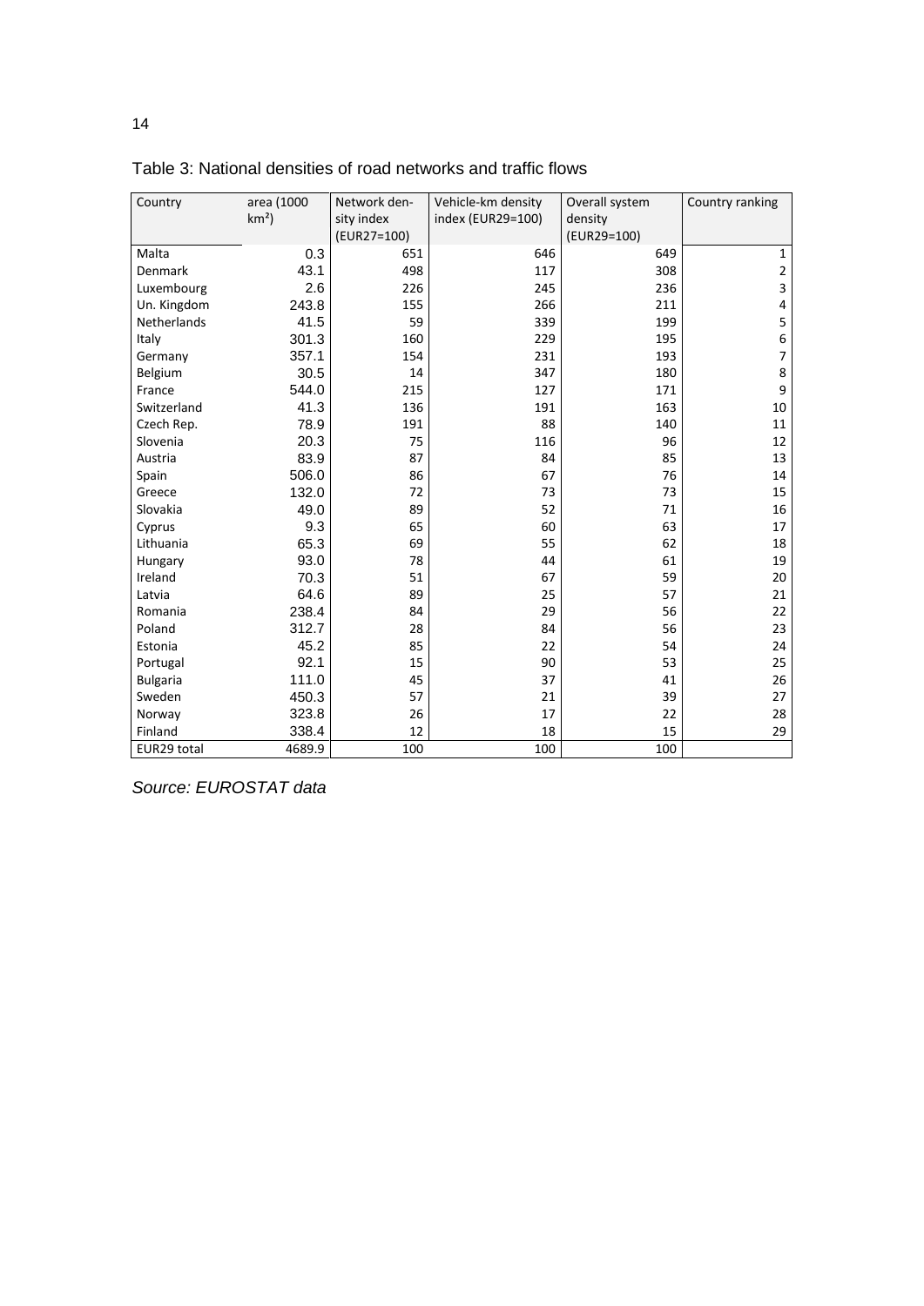Table 3: National densities of road networks and traffic flows

| Country | area (1000 km²) | Network density index (EUR27=100) | Vehicle-km density index (EUR29=100) | Overall system density (EUR29=100) | Country ranking |
|---|---|---|---|---|---|
| Malta | 0.3 | 651 | 646 | 649 | 1 |
| Denmark | 43.1 | 498 | 117 | 308 | 2 |
| Luxembourg | 2.6 | 226 | 245 | 236 | 3 |
| Un. Kingdom | 243.8 | 155 | 266 | 211 | 4 |
| Netherlands | 41.5 | 59 | 339 | 199 | 5 |
| Italy | 301.3 | 160 | 229 | 195 | 6 |
| Germany | 357.1 | 154 | 231 | 193 | 7 |
| Belgium | 30.5 | 14 | 347 | 180 | 8 |
| France | 544.0 | 215 | 127 | 171 | 9 |
| Switzerland | 41.3 | 136 | 191 | 163 | 10 |
| Czech Rep. | 78.9 | 191 | 88 | 140 | 11 |
| Slovenia | 20.3 | 75 | 116 | 96 | 12 |
| Austria | 83.9 | 87 | 84 | 85 | 13 |
| Spain | 506.0 | 86 | 67 | 76 | 14 |
| Greece | 132.0 | 72 | 73 | 73 | 15 |
| Slovakia | 49.0 | 89 | 52 | 71 | 16 |
| Cyprus | 9.3 | 65 | 60 | 63 | 17 |
| Lithuania | 65.3 | 69 | 55 | 62 | 18 |
| Hungary | 93.0 | 78 | 44 | 61 | 19 |
| Ireland | 70.3 | 51 | 67 | 59 | 20 |
| Latvia | 64.6 | 89 | 25 | 57 | 21 |
| Romania | 238.4 | 84 | 29 | 56 | 22 |
| Poland | 312.7 | 28 | 84 | 56 | 23 |
| Estonia | 45.2 | 85 | 22 | 54 | 24 |
| Portugal | 92.1 | 15 | 90 | 53 | 25 |
| Bulgaria | 111.0 | 45 | 37 | 41 | 26 |
| Sweden | 450.3 | 57 | 21 | 39 | 27 |
| Norway | 323.8 | 26 | 17 | 22 | 28 |
| Finland | 338.4 | 12 | 18 | 15 | 29 |
| EUR29 total | 4689.9 | 100 | 100 | 100 | |

*Source: EUROSTAT data*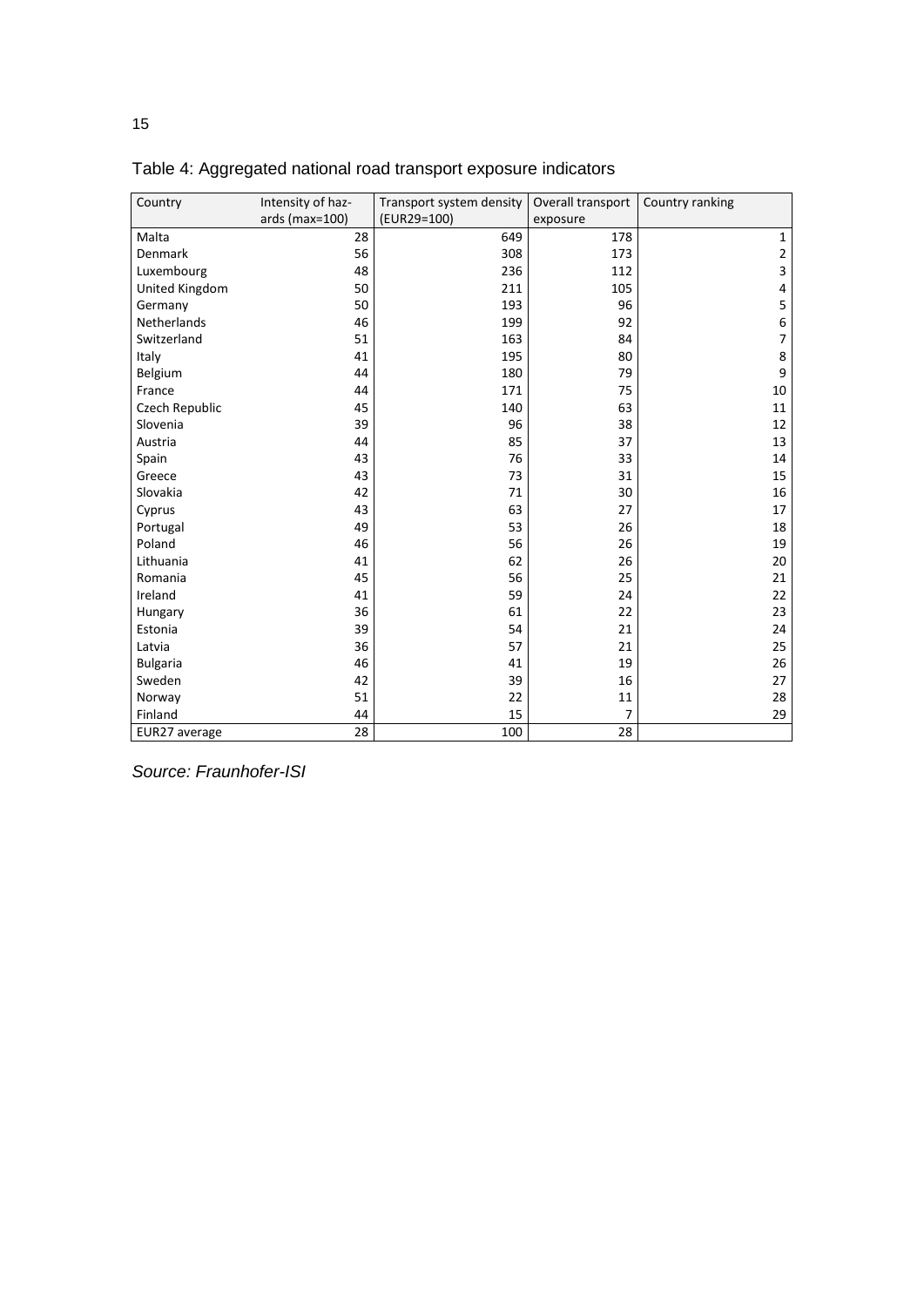Table 4: Aggregated national road transport exposure indicators

| Country | Intensity of hazards (max=100) | Transport system density (EUR29=100) | Overall transport exposure | Country ranking |
|---|---|---|---|---|
| Malta | 28 | 649 | 178 | 1 |
| Denmark | 56 | 308 | 173 | 2 |
| Luxembourg | 48 | 236 | 112 | 3 |
| United Kingdom | 50 | 211 | 105 | 4 |
| Germany | 50 | 193 | 96 | 5 |
| Netherlands | 46 | 199 | 92 | 6 |
| Switzerland | 51 | 163 | 84 | 7 |
| Italy | 41 | 195 | 80 | 8 |
| Belgium | 44 | 180 | 79 | 9 |
| France | 44 | 171 | 75 | 10 |
| Czech Republic | 45 | 140 | 63 | 11 |
| Slovenia | 39 | 96 | 38 | 12 |
| Austria | 44 | 85 | 37 | 13 |
| Spain | 43 | 76 | 33 | 14 |
| Greece | 43 | 73 | 31 | 15 |
| Slovakia | 42 | 71 | 30 | 16 |
| Cyprus | 43 | 63 | 27 | 17 |
| Portugal | 49 | 53 | 26 | 18 |
| Poland | 46 | 56 | 26 | 19 |
| Lithuania | 41 | 62 | 26 | 20 |
| Romania | 45 | 56 | 25 | 21 |
| Ireland | 41 | 59 | 24 | 22 |
| Hungary | 36 | 61 | 22 | 23 |
| Estonia | 39 | 54 | 21 | 24 |
| Latvia | 36 | 57 | 21 | 25 |
| Bulgaria | 46 | 41 | 19 | 26 |
| Sweden | 42 | 39 | 16 | 27 |
| Norway | 51 | 22 | 11 | 28 |
| Finland | 44 | 15 | 7 | 29 |
| EUR27 average | 28 | 100 | 28 | |

*Source: Fraunhofer-ISI*